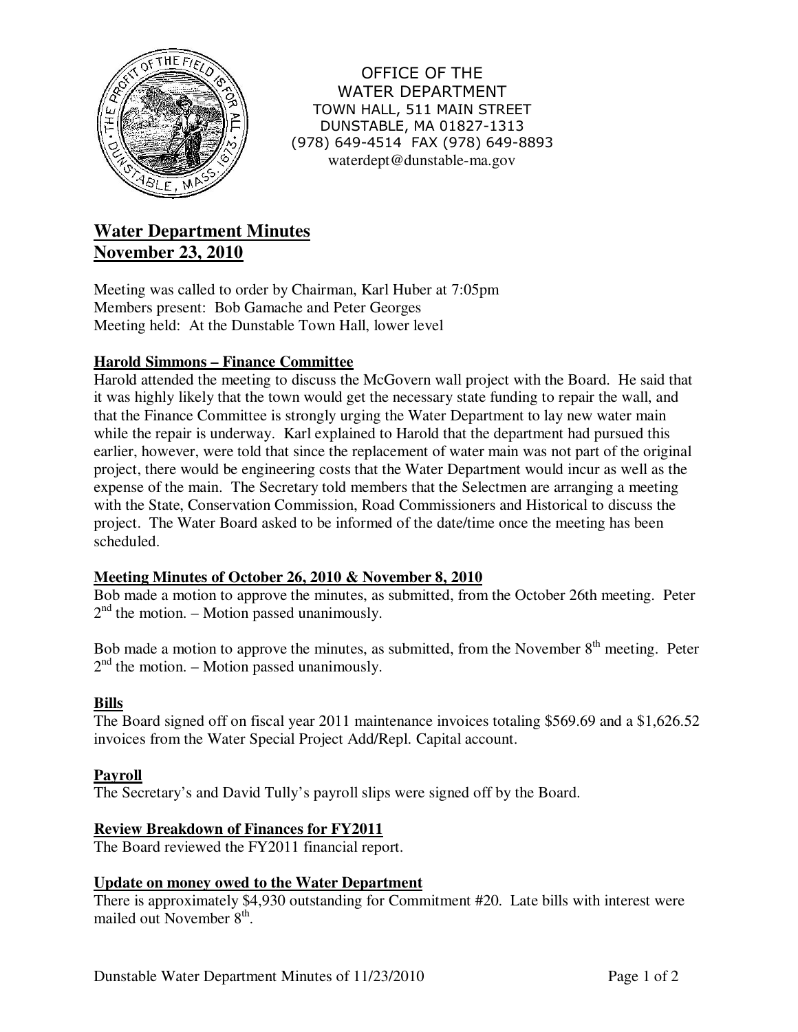OFFICE OF THE
WATER DEPARTMENT
TOWN HALL, 511 MAIN STREET
DUNSTABLE, MA 01827-1313
(978) 649-4514 FAX (978) 649-8893
waterdept@dunstable-ma.gov

# Water Department Minutes
# November 23, 2010

Meeting was called to order by Chairman, Karl Huber at 7:05pm
Members present: Bob Gamache and Peter Georges
Meeting held: At the Dunstable Town Hall, lower level

## Harold Simmons – Finance Committee

Harold attended the meeting to discuss the McGovern wall project with the Board. He said that it was highly likely that the town would get the necessary state funding to repair the wall, and that the Finance Committee is strongly urging the Water Department to lay new water main while the repair is underway. Karl explained to Harold that the department had pursued this earlier, however, were told that since the replacement of water main was not part of the original project, there would be engineering costs that the Water Department would incur as well as the expense of the main. The Secretary told members that the Selectmen are arranging a meeting with the State, Conservation Commission, Road Commissioners and Historical to discuss the project. The Water Board asked to be informed of the date/time once the meeting has been scheduled.

## Meeting Minutes of October 26, 2010 & November 8, 2010

Bob made a motion to approve the minutes, as submitted, from the October 26th meeting. Peter 2nd the motion. – Motion passed unanimously.

Bob made a motion to approve the minutes, as submitted, from the November 8th meeting. Peter 2nd the motion. – Motion passed unanimously.

## Bills

The Board signed off on fiscal year 2011 maintenance invoices totaling $569.69 and a $1,626.52 invoices from the Water Special Project Add/Repl. Capital account.

## Payroll

The Secretary's and David Tully's payroll slips were signed off by the Board.

## Review Breakdown of Finances for FY2011

The Board reviewed the FY2011 financial report.

## Update on money owed to the Water Department

There is approximately $4,930 outstanding for Commitment #20. Late bills with interest were mailed out November 8th.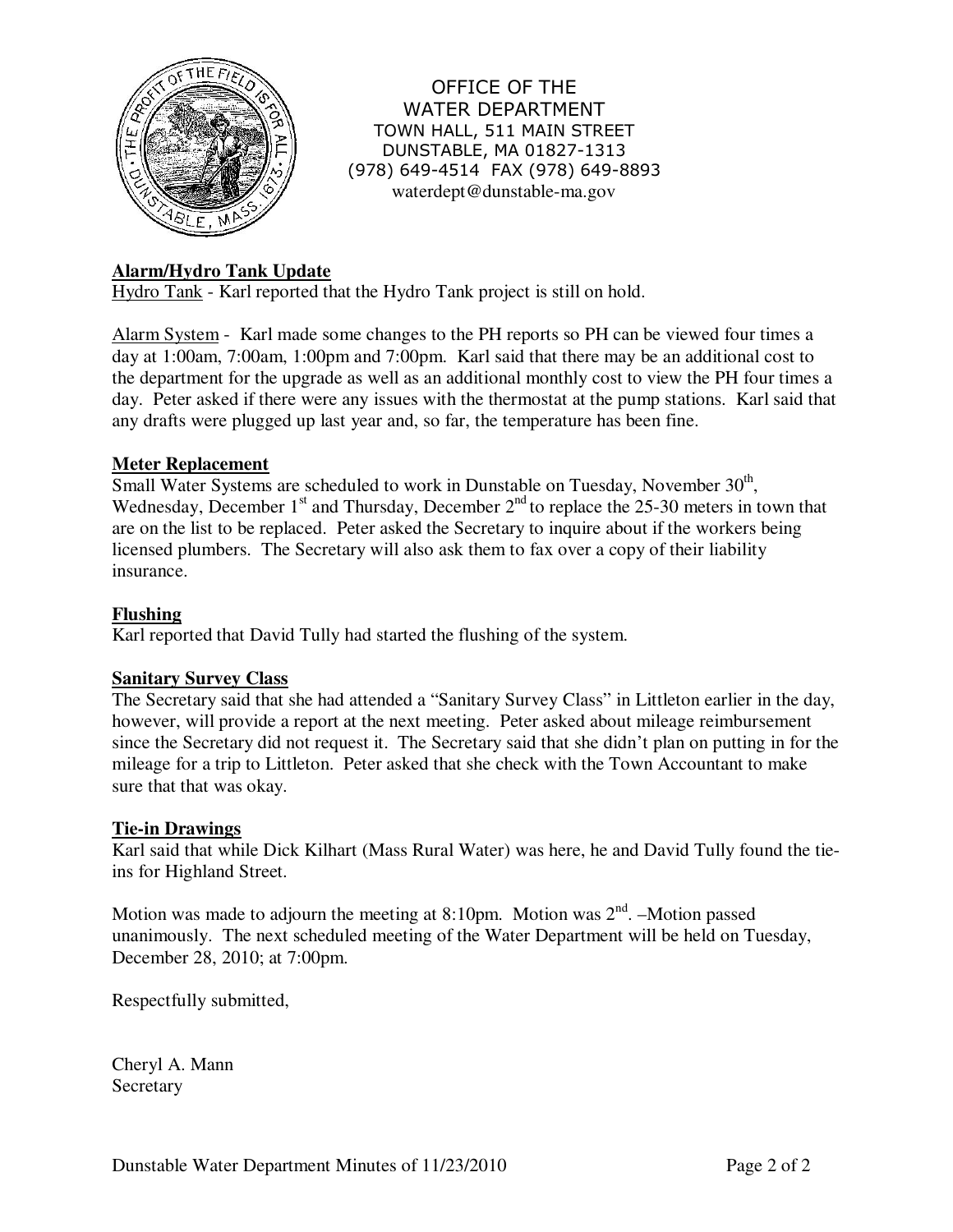OFFICE OF THE
WATER DEPARTMENT
TOWN HALL, 511 MAIN STREET
DUNSTABLE, MA 01827-1313
(978) 649-4514 FAX (978) 649-8893
waterdept@dunstable-ma.gov

**Alarm/Hydro Tank Update**

Hydro Tank - Karl reported that the Hydro Tank project is still on hold.

Alarm System - Karl made some changes to the PH reports so PH can be viewed four times a day at 1:00am, 7:00am, 1:00pm and 7:00pm. Karl said that there may be an additional cost to the department for the upgrade as well as an additional monthly cost to view the PH four times a day. Peter asked if there were any issues with the thermostat at the pump stations. Karl said that any drafts were plugged up last year and, so far, the temperature has been fine.

**Meter Replacement**

Small Water Systems are scheduled to work in Dunstable on Tuesday, November 30th, Wednesday, December 1st and Thursday, December 2nd to replace the 25-30 meters in town that are on the list to be replaced. Peter asked the Secretary to inquire about if the workers being licensed plumbers. The Secretary will also ask them to fax over a copy of their liability insurance.

**Flushing**

Karl reported that David Tully had started the flushing of the system.

**Sanitary Survey Class**

The Secretary said that she had attended a "Sanitary Survey Class" in Littleton earlier in the day, however, will provide a report at the next meeting. Peter asked about mileage reimbursement since the Secretary did not request it. The Secretary said that she didn't plan on putting in for the mileage for a trip to Littleton. Peter asked that she check with the Town Accountant to make sure that that was okay.

**Tie-in Drawings**

Karl said that while Dick Kilhart (Mass Rural Water) was here, he and David Tully found the tie-ins for Highland Street.

Motion was made to adjourn the meeting at 8:10pm. Motion was 2nd. –Motion passed unanimously. The next scheduled meeting of the Water Department will be held on Tuesday, December 28, 2010; at 7:00pm.

Respectfully submitted,

Cheryl A. Mann
Secretary